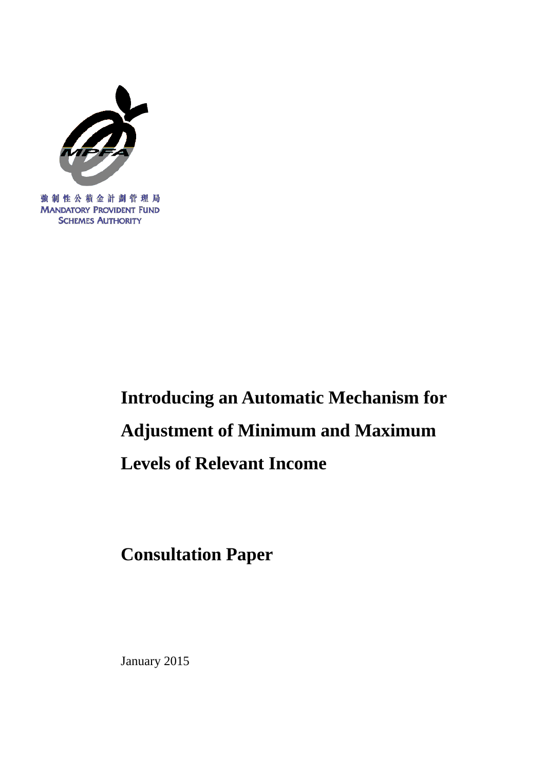強制性公積金計劃管理局
MANDATORY PROVIDENT FUND SCHEMES AUTHORITY

# Introducing an Automatic Mechanism for Adjustment of Minimum and Maximum Levels of Relevant Income

## Consultation Paper

January 2015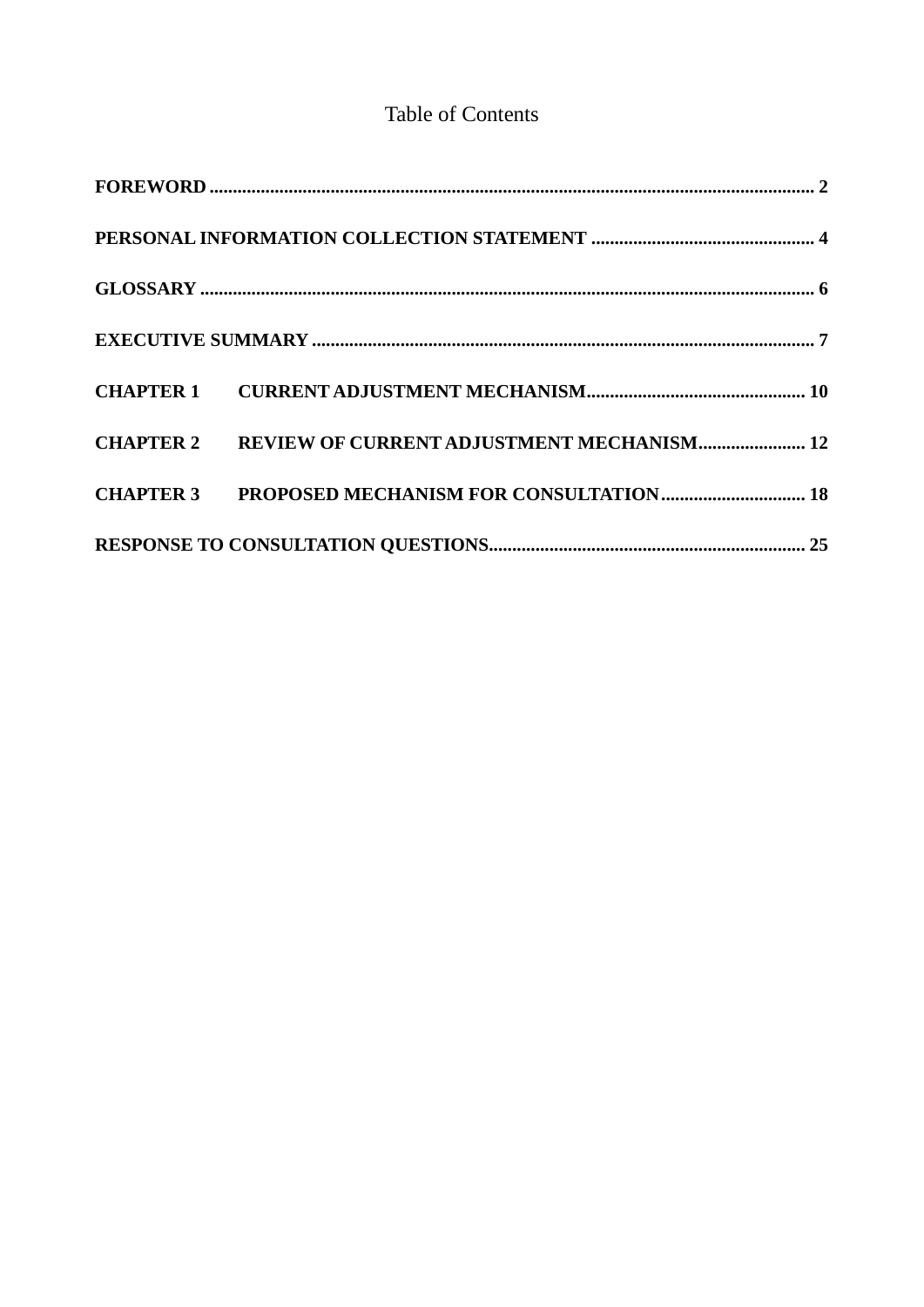# Table of Contents

**FOREWORD** ........................................................................................................................ **2**

**PERSONAL INFORMATION COLLECTION STATEMENT** ................................................ **4**

**GLOSSARY** ........................................................................................................................ **6**

**EXECUTIVE SUMMARY** .................................................................................................. **7**

**CHAPTER 1 CURRENT ADJUSTMENT MECHANISM** ............................................... **10**

**CHAPTER 2 REVIEW OF CURRENT ADJUSTMENT MECHANISM** ....................... **12**

**CHAPTER 3 PROPOSED MECHANISM FOR CONSULTATION** ............................... **18**

**RESPONSE TO CONSULTATION QUESTIONS** .............................................................. **25**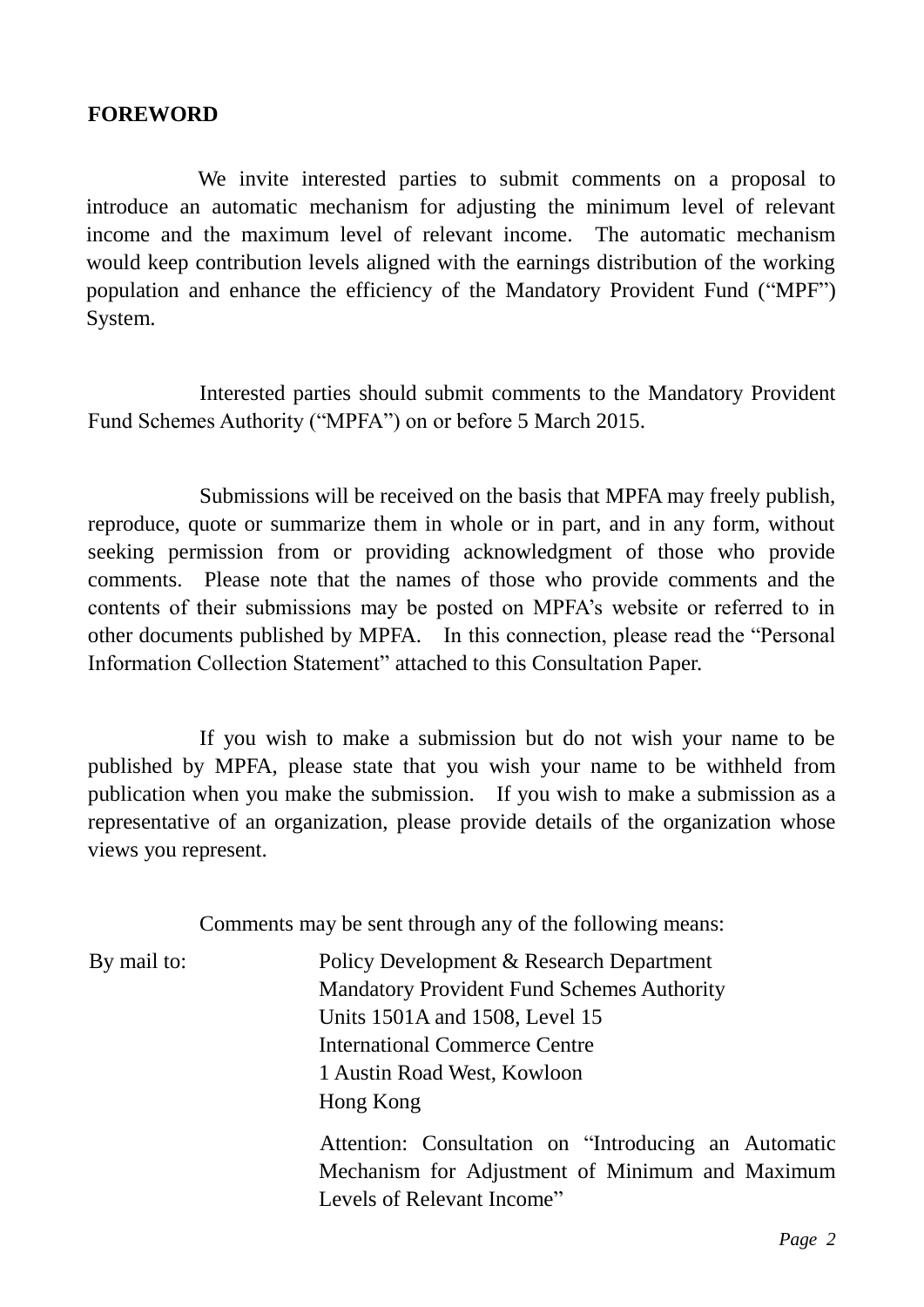**FOREWORD**

We invite interested parties to submit comments on a proposal to introduce an automatic mechanism for adjusting the minimum level of relevant income and the maximum level of relevant income. The automatic mechanism would keep contribution levels aligned with the earnings distribution of the working population and enhance the efficiency of the Mandatory Provident Fund ("MPF") System.

Interested parties should submit comments to the Mandatory Provident Fund Schemes Authority ("MPFA") on or before 5 March 2015.

Submissions will be received on the basis that MPFA may freely publish, reproduce, quote or summarize them in whole or in part, and in any form, without seeking permission from or providing acknowledgment of those who provide comments. Please note that the names of those who provide comments and the contents of their submissions may be posted on MPFA's website or referred to in other documents published by MPFA. In this connection, please read the "Personal Information Collection Statement" attached to this Consultation Paper.

If you wish to make a submission but do not wish your name to be published by MPFA, please state that you wish your name to be withheld from publication when you make the submission. If you wish to make a submission as a representative of an organization, please provide details of the organization whose views you represent.

Comments may be sent through any of the following means:

By mail to:

Policy Development & Research Department
Mandatory Provident Fund Schemes Authority
Units 1501A and 1508, Level 15
International Commerce Centre
1 Austin Road West, Kowloon
Hong Kong

Attention: Consultation on "Introducing an Automatic Mechanism for Adjustment of Minimum and Maximum Levels of Relevant Income"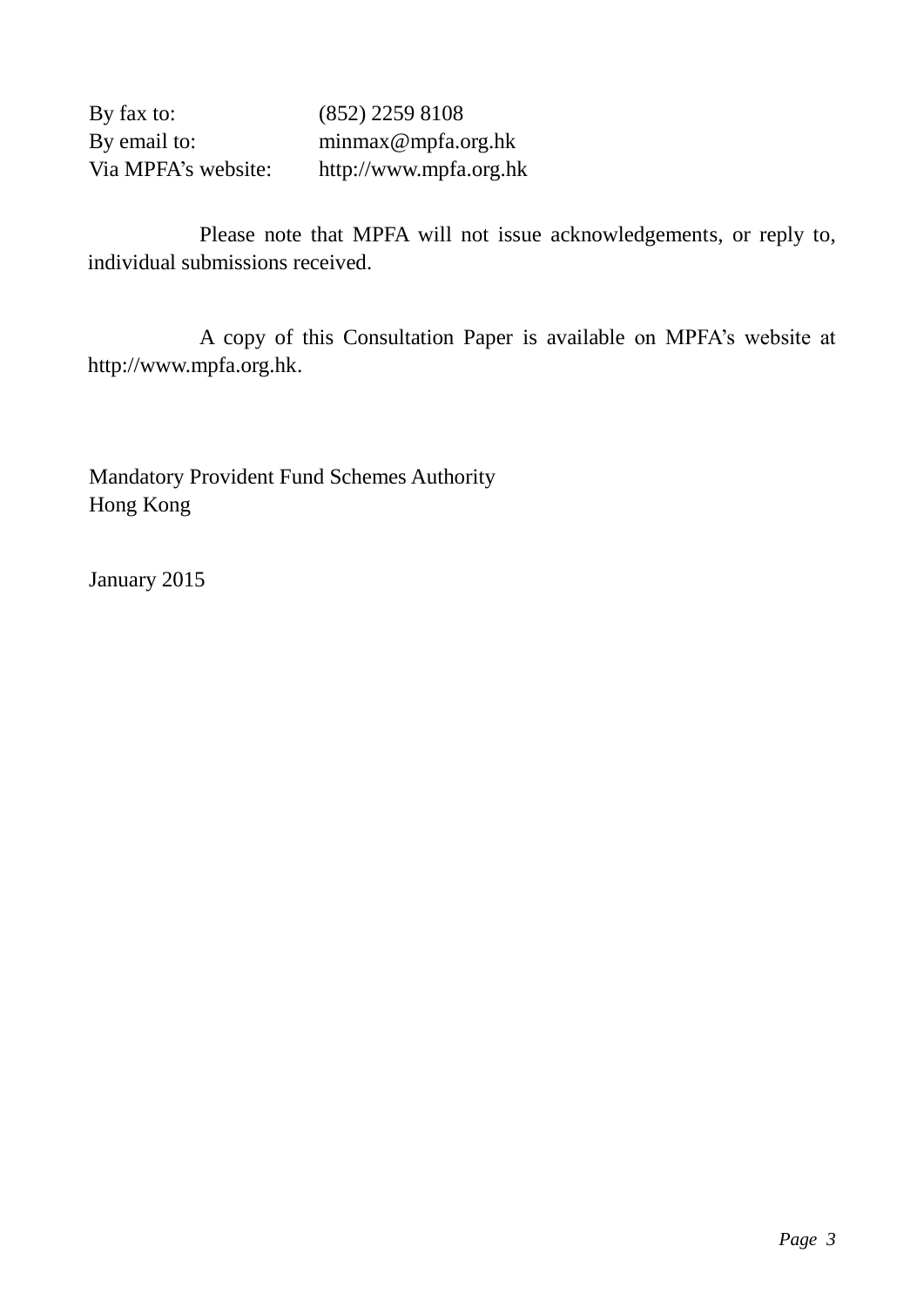| | |
|---|---|
| By fax to: | (852) 2259 8108 |
| By email to: | minmax@mpfa.org.hk |
| Via MPFA's website: | http://www.mpfa.org.hk |

Please note that MPFA will not issue acknowledgements, or reply to, individual submissions received.

A copy of this Consultation Paper is available on MPFA's website at http://www.mpfa.org.hk.

Mandatory Provident Fund Schemes Authority
Hong Kong

January 2015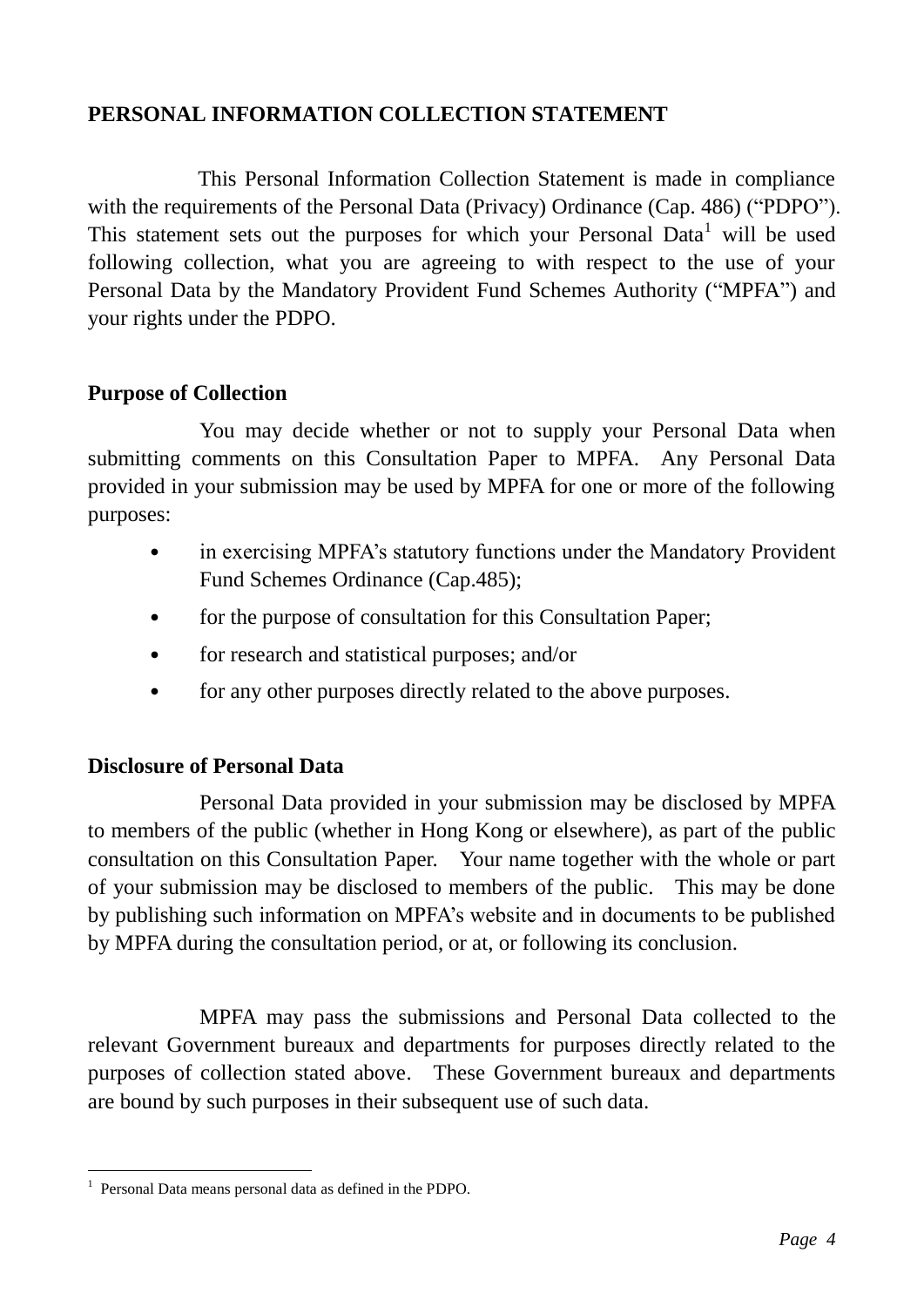# PERSONAL INFORMATION COLLECTION STATEMENT

This Personal Information Collection Statement is made in compliance with the requirements of the Personal Data (Privacy) Ordinance (Cap. 486) ("PDPO"). This statement sets out the purposes for which your Personal Data[1] will be used following collection, what you are agreeing to with respect to the use of your Personal Data by the Mandatory Provident Fund Schemes Authority ("MPFA") and your rights under the PDPO.

## Purpose of Collection

You may decide whether or not to supply your Personal Data when submitting comments on this Consultation Paper to MPFA. Any Personal Data provided in your submission may be used by MPFA for one or more of the following purposes:

- in exercising MPFA's statutory functions under the Mandatory Provident Fund Schemes Ordinance (Cap.485);
- for the purpose of consultation for this Consultation Paper;
- for research and statistical purposes; and/or
- for any other purposes directly related to the above purposes.

## Disclosure of Personal Data

Personal Data provided in your submission may be disclosed by MPFA to members of the public (whether in Hong Kong or elsewhere), as part of the public consultation on this Consultation Paper. Your name together with the whole or part of your submission may be disclosed to members of the public. This may be done by publishing such information on MPFA's website and in documents to be published by MPFA during the consultation period, or at, or following its conclusion.

MPFA may pass the submissions and Personal Data collected to the relevant Government bureaux and departments for purposes directly related to the purposes of collection stated above. These Government bureaux and departments are bound by such purposes in their subsequent use of such data.

---

[1] Personal Data means personal data as defined in the PDPO.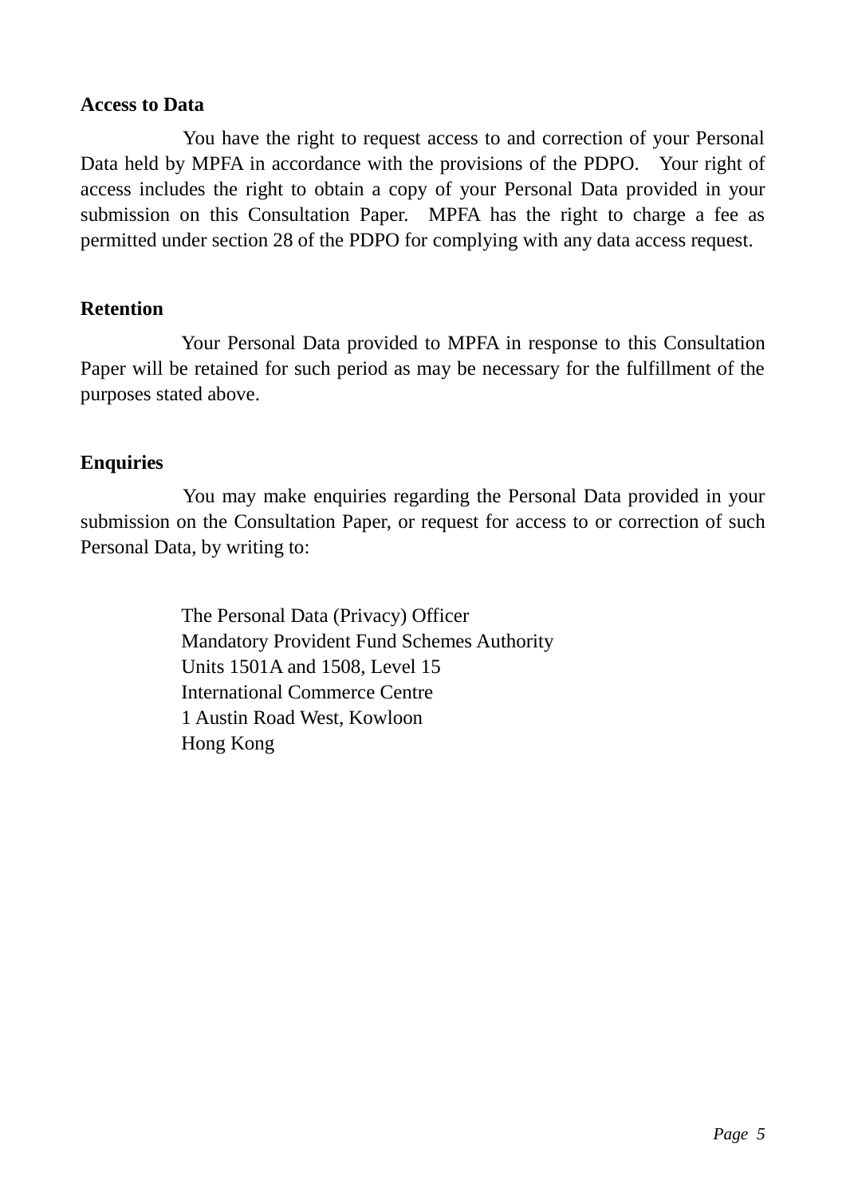**Access to Data**

You have the right to request access to and correction of your Personal Data held by MPFA in accordance with the provisions of the PDPO. Your right of access includes the right to obtain a copy of your Personal Data provided in your submission on this Consultation Paper. MPFA has the right to charge a fee as permitted under section 28 of the PDPO for complying with any data access request.

**Retention**

Your Personal Data provided to MPFA in response to this Consultation Paper will be retained for such period as may be necessary for the fulfillment of the purposes stated above.

**Enquiries**

You may make enquiries regarding the Personal Data provided in your submission on the Consultation Paper, or request for access to or correction of such Personal Data, by writing to:

The Personal Data (Privacy) Officer
Mandatory Provident Fund Schemes Authority
Units 1501A and 1508, Level 15
International Commerce Centre
1 Austin Road West, Kowloon
Hong Kong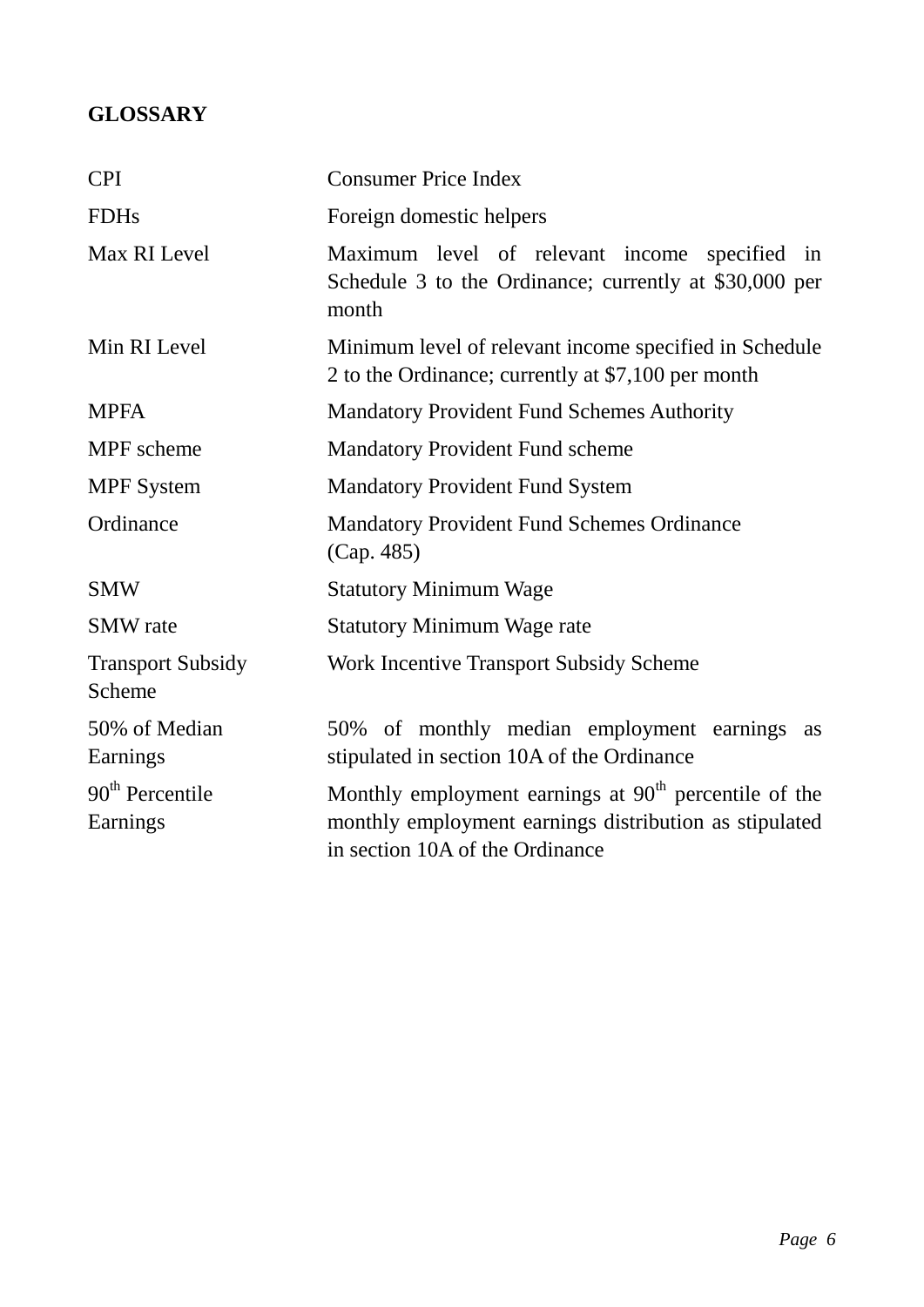## GLOSSARY

| | |
|---|---|
| CPI | Consumer Price Index |
| FDHs | Foreign domestic helpers |
| Max RI Level | Maximum level of relevant income specified in Schedule 3 to the Ordinance; currently at $30,000 per month |
| Min RI Level | Minimum level of relevant income specified in Schedule 2 to the Ordinance; currently at $7,100 per month |
| MPFA | Mandatory Provident Fund Schemes Authority |
| MPF scheme | Mandatory Provident Fund scheme |
| MPF System | Mandatory Provident Fund System |
| Ordinance | Mandatory Provident Fund Schemes Ordinance (Cap. 485) |
| SMW | Statutory Minimum Wage |
| SMW rate | Statutory Minimum Wage rate |
| Transport Subsidy Scheme | Work Incentive Transport Subsidy Scheme |
| 50% of Median Earnings | 50% of monthly median employment earnings as stipulated in section 10A of the Ordinance |
| $90^{th}$ Percentile Earnings | Monthly employment earnings at $90^{th}$ percentile of the monthly employment earnings distribution as stipulated in section 10A of the Ordinance |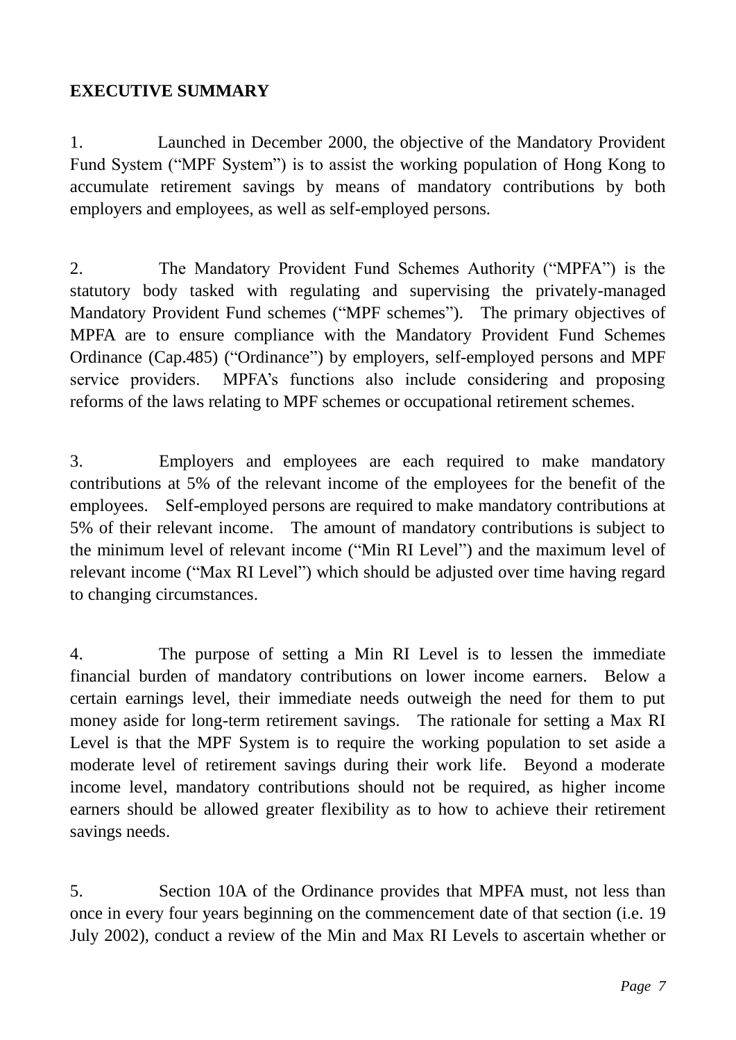## EXECUTIVE SUMMARY

1. Launched in December 2000, the objective of the Mandatory Provident Fund System ("MPF System") is to assist the working population of Hong Kong to accumulate retirement savings by means of mandatory contributions by both employers and employees, as well as self-employed persons.

2. The Mandatory Provident Fund Schemes Authority ("MPFA") is the statutory body tasked with regulating and supervising the privately-managed Mandatory Provident Fund schemes ("MPF schemes"). The primary objectives of MPFA are to ensure compliance with the Mandatory Provident Fund Schemes Ordinance (Cap.485) ("Ordinance") by employers, self-employed persons and MPF service providers. MPFA's functions also include considering and proposing reforms of the laws relating to MPF schemes or occupational retirement schemes.

3. Employers and employees are each required to make mandatory contributions at 5% of the relevant income of the employees for the benefit of the employees. Self-employed persons are required to make mandatory contributions at 5% of their relevant income. The amount of mandatory contributions is subject to the minimum level of relevant income ("Min RI Level") and the maximum level of relevant income ("Max RI Level") which should be adjusted over time having regard to changing circumstances.

4. The purpose of setting a Min RI Level is to lessen the immediate financial burden of mandatory contributions on lower income earners. Below a certain earnings level, their immediate needs outweigh the need for them to put money aside for long-term retirement savings. The rationale for setting a Max RI Level is that the MPF System is to require the working population to set aside a moderate level of retirement savings during their work life. Beyond a moderate income level, mandatory contributions should not be required, as higher income earners should be allowed greater flexibility as to how to achieve their retirement savings needs.

5. Section 10A of the Ordinance provides that MPFA must, not less than once in every four years beginning on the commencement date of that section (i.e. 19 July 2002), conduct a review of the Min and Max RI Levels to ascertain whether or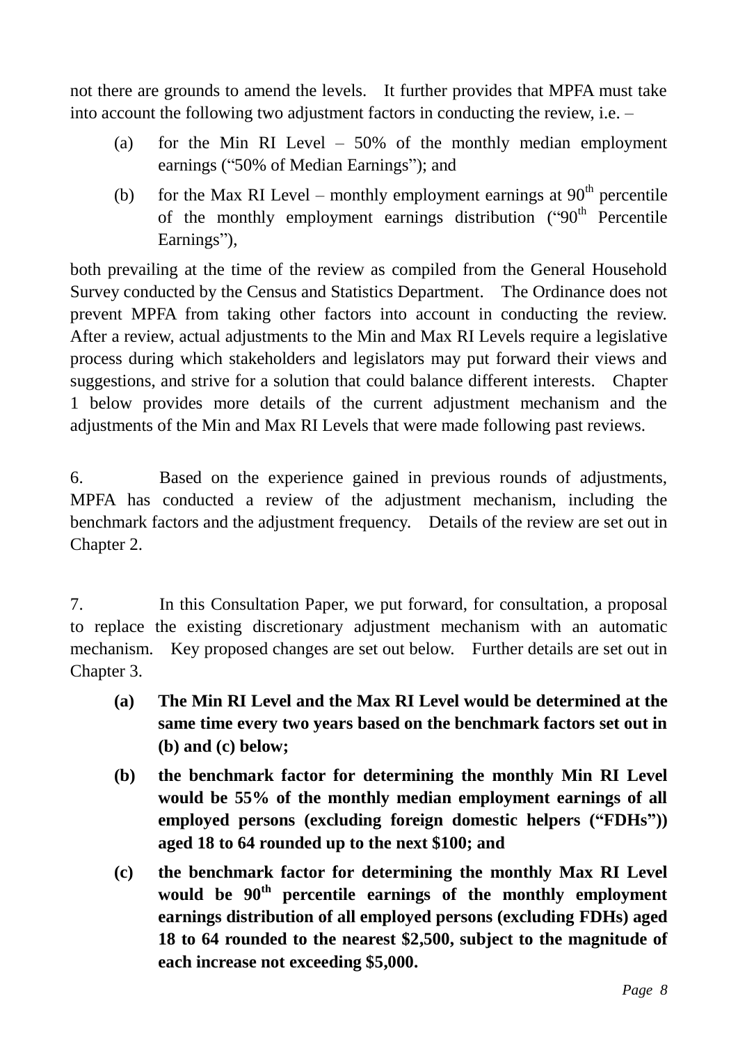not there are grounds to amend the levels. It further provides that MPFA must take into account the following two adjustment factors in conducting the review, i.e. –

(a) for the Min RI Level – 50% of the monthly median employment earnings ("50% of Median Earnings"); and

(b) for the Max RI Level – monthly employment earnings at 90th percentile of the monthly employment earnings distribution ("90th Percentile Earnings"),

both prevailing at the time of the review as compiled from the General Household Survey conducted by the Census and Statistics Department. The Ordinance does not prevent MPFA from taking other factors into account in conducting the review. After a review, actual adjustments to the Min and Max RI Levels require a legislative process during which stakeholders and legislators may put forward their views and suggestions, and strive for a solution that could balance different interests. Chapter 1 below provides more details of the current adjustment mechanism and the adjustments of the Min and Max RI Levels that were made following past reviews.

6. Based on the experience gained in previous rounds of adjustments, MPFA has conducted a review of the adjustment mechanism, including the benchmark factors and the adjustment frequency. Details of the review are set out in Chapter 2.

7. In this Consultation Paper, we put forward, for consultation, a proposal to replace the existing discretionary adjustment mechanism with an automatic mechanism. Key proposed changes are set out below. Further details are set out in Chapter 3.

**(a) The Min RI Level and the Max RI Level would be determined at the same time every two years based on the benchmark factors set out in (b) and (c) below;**

**(b) the benchmark factor for determining the monthly Min RI Level would be 55% of the monthly median employment earnings of all employed persons (excluding foreign domestic helpers ("FDHs")) aged 18 to 64 rounded up to the next $100; and**

**(c) the benchmark factor for determining the monthly Max RI Level would be 90th percentile earnings of the monthly employment earnings distribution of all employed persons (excluding FDHs) aged 18 to 64 rounded to the nearest $2,500, subject to the magnitude of each increase not exceeding $5,000.**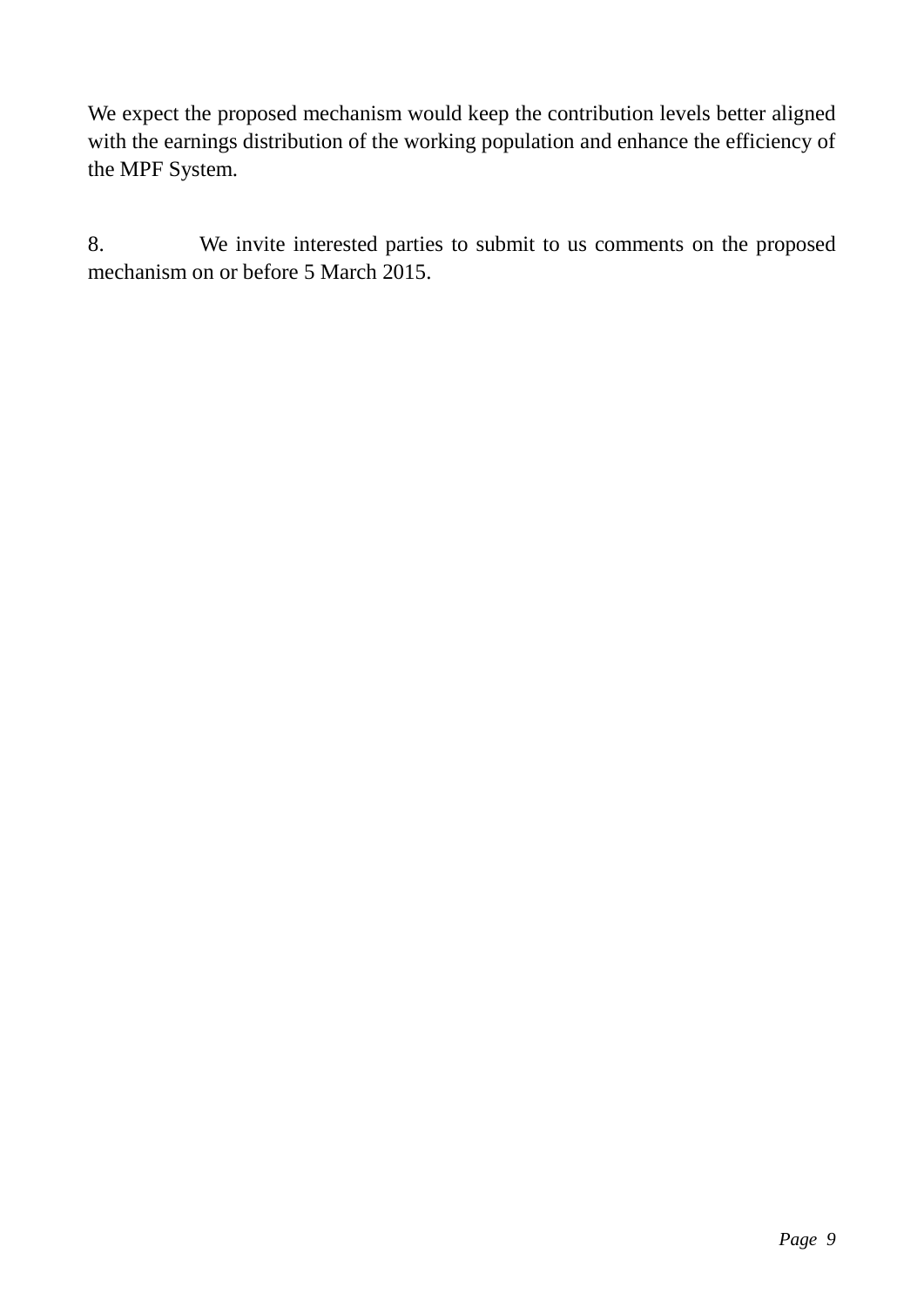We expect the proposed mechanism would keep the contribution levels better aligned with the earnings distribution of the working population and enhance the efficiency of the MPF System.

8. We invite interested parties to submit to us comments on the proposed mechanism on or before 5 March 2015.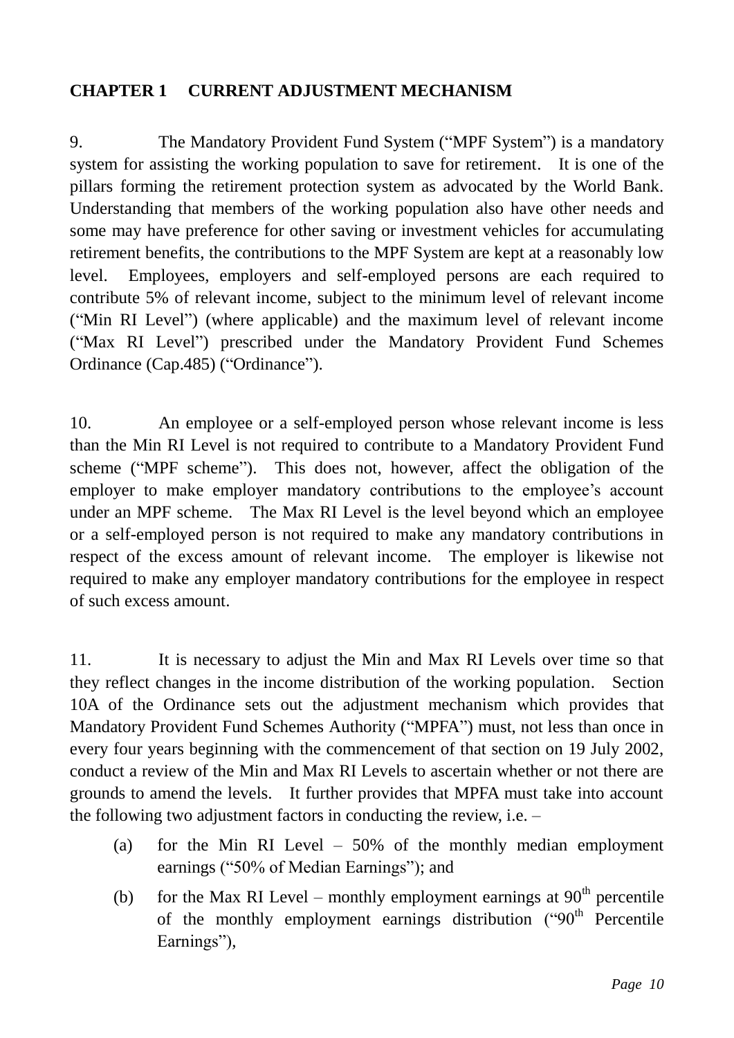## CHAPTER 1 CURRENT ADJUSTMENT MECHANISM

9. The Mandatory Provident Fund System ("MPF System") is a mandatory system for assisting the working population to save for retirement. It is one of the pillars forming the retirement protection system as advocated by the World Bank. Understanding that members of the working population also have other needs and some may have preference for other saving or investment vehicles for accumulating retirement benefits, the contributions to the MPF System are kept at a reasonably low level. Employees, employers and self-employed persons are each required to contribute 5% of relevant income, subject to the minimum level of relevant income ("Min RI Level") (where applicable) and the maximum level of relevant income ("Max RI Level") prescribed under the Mandatory Provident Fund Schemes Ordinance (Cap.485) ("Ordinance").

10. An employee or a self-employed person whose relevant income is less than the Min RI Level is not required to contribute to a Mandatory Provident Fund scheme ("MPF scheme"). This does not, however, affect the obligation of the employer to make employer mandatory contributions to the employee's account under an MPF scheme. The Max RI Level is the level beyond which an employee or a self-employed person is not required to make any mandatory contributions in respect of the excess amount of relevant income. The employer is likewise not required to make any employer mandatory contributions for the employee in respect of such excess amount.

11. It is necessary to adjust the Min and Max RI Levels over time so that they reflect changes in the income distribution of the working population. Section 10A of the Ordinance sets out the adjustment mechanism which provides that Mandatory Provident Fund Schemes Authority ("MPFA") must, not less than once in every four years beginning with the commencement of that section on 19 July 2002, conduct a review of the Min and Max RI Levels to ascertain whether or not there are grounds to amend the levels. It further provides that MPFA must take into account the following two adjustment factors in conducting the review, i.e. –

(a) for the Min RI Level – 50% of the monthly median employment earnings ("50% of Median Earnings"); and

(b) for the Max RI Level – monthly employment earnings at 90th percentile of the monthly employment earnings distribution ("90th Percentile Earnings"),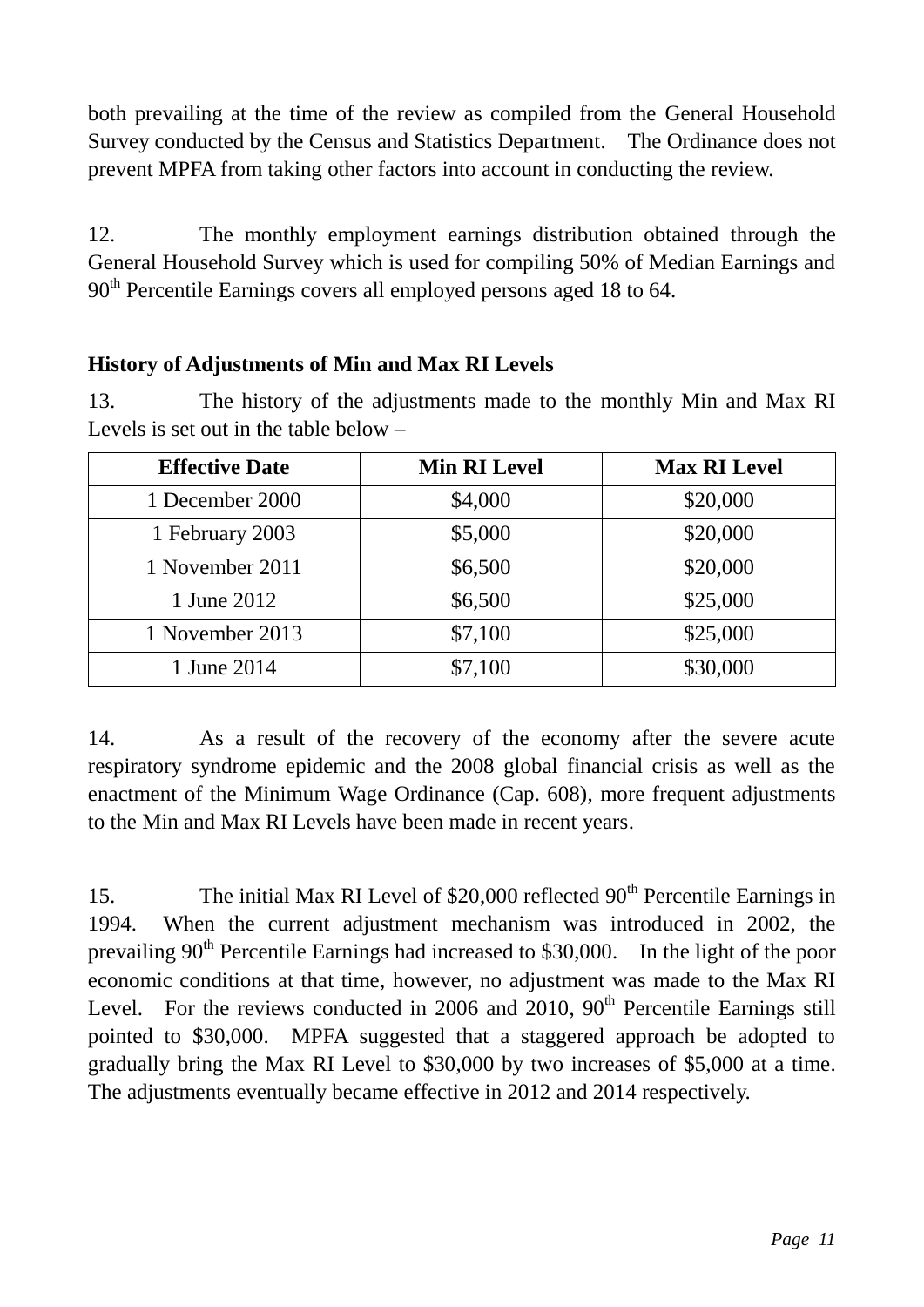both prevailing at the time of the review as compiled from the General Household Survey conducted by the Census and Statistics Department. The Ordinance does not prevent MPFA from taking other factors into account in conducting the review.

12. The monthly employment earnings distribution obtained through the General Household Survey which is used for compiling 50% of Median Earnings and 90th Percentile Earnings covers all employed persons aged 18 to 64.

**History of Adjustments of Min and Max RI Levels**

13. The history of the adjustments made to the monthly Min and Max RI Levels is set out in the table below –

| Effective Date | Min RI Level | Max RI Level |
|---|---|---|
| 1 December 2000 | $4,000 | $20,000 |
| 1 February 2003 | $5,000 | $20,000 |
| 1 November 2011 | $6,500 | $20,000 |
| 1 June 2012 | $6,500 | $25,000 |
| 1 November 2013 | $7,100 | $25,000 |
| 1 June 2014 | $7,100 | $30,000 |

14. As a result of the recovery of the economy after the severe acute respiratory syndrome epidemic and the 2008 global financial crisis as well as the enactment of the Minimum Wage Ordinance (Cap. 608), more frequent adjustments to the Min and Max RI Levels have been made in recent years.

15. The initial Max RI Level of $20,000 reflected 90th Percentile Earnings in 1994. When the current adjustment mechanism was introduced in 2002, the prevailing 90th Percentile Earnings had increased to $30,000. In the light of the poor economic conditions at that time, however, no adjustment was made to the Max RI Level. For the reviews conducted in 2006 and 2010, 90th Percentile Earnings still pointed to $30,000. MPFA suggested that a staggered approach be adopted to gradually bring the Max RI Level to $30,000 by two increases of $5,000 at a time. The adjustments eventually became effective in 2012 and 2014 respectively.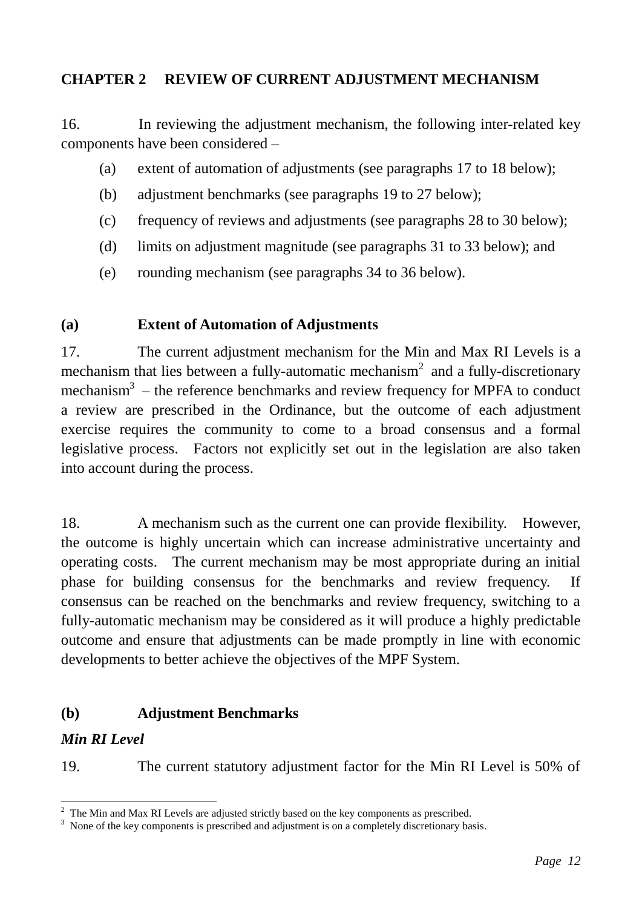## CHAPTER 2 REVIEW OF CURRENT ADJUSTMENT MECHANISM

16. In reviewing the adjustment mechanism, the following inter-related key components have been considered –

(a) extent of automation of adjustments (see paragraphs 17 to 18 below);

(b) adjustment benchmarks (see paragraphs 19 to 27 below);

(c) frequency of reviews and adjustments (see paragraphs 28 to 30 below);

(d) limits on adjustment magnitude (see paragraphs 31 to 33 below); and

(e) rounding mechanism (see paragraphs 34 to 36 below).

### (a) Extent of Automation of Adjustments

17. The current adjustment mechanism for the Min and Max RI Levels is a mechanism that lies between a fully-automatic mechanism[2] and a fully-discretionary mechanism[3] – the reference benchmarks and review frequency for MPFA to conduct a review are prescribed in the Ordinance, but the outcome of each adjustment exercise requires the community to come to a broad consensus and a formal legislative process. Factors not explicitly set out in the legislation are also taken into account during the process.

18. A mechanism such as the current one can provide flexibility. However, the outcome is highly uncertain which can increase administrative uncertainty and operating costs. The current mechanism may be most appropriate during an initial phase for building consensus for the benchmarks and review frequency. If consensus can be reached on the benchmarks and review frequency, switching to a fully-automatic mechanism may be considered as it will produce a highly predictable outcome and ensure that adjustments can be made promptly in line with economic developments to better achieve the objectives of the MPF System.

### (b) Adjustment Benchmarks

#### *Min RI Level*

19. The current statutory adjustment factor for the Min RI Level is 50% of

---

[2] The Min and Max RI Levels are adjusted strictly based on the key components as prescribed.

[3] None of the key components is prescribed and adjustment is on a completely discretionary basis.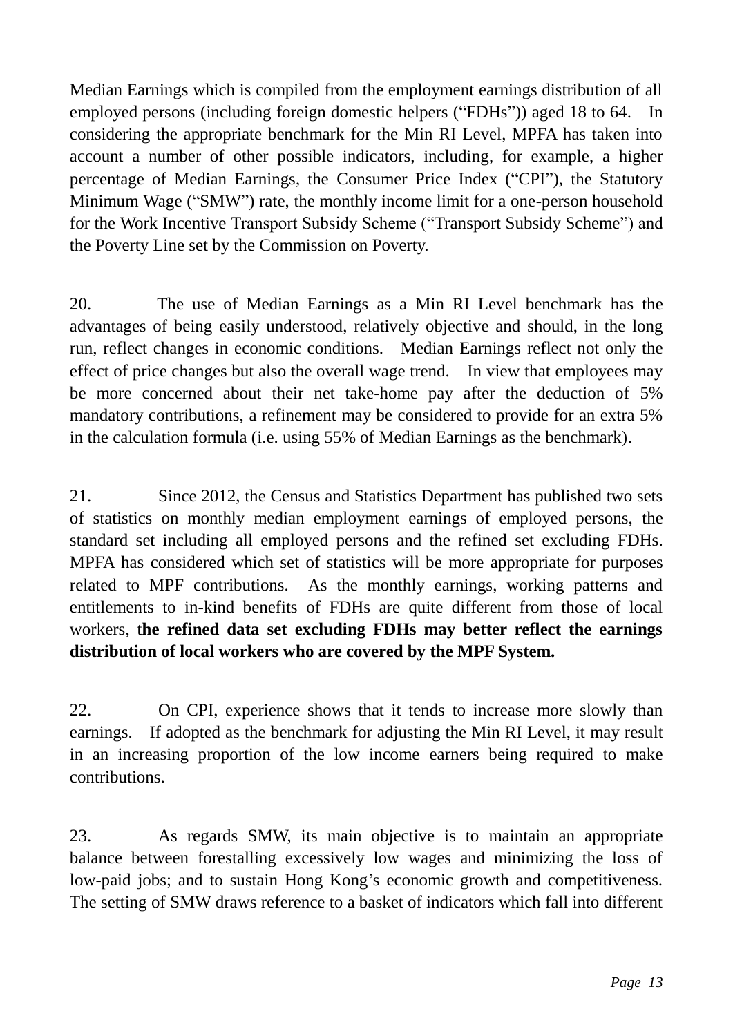Median Earnings which is compiled from the employment earnings distribution of all employed persons (including foreign domestic helpers ("FDHs")) aged 18 to 64. In considering the appropriate benchmark for the Min RI Level, MPFA has taken into account a number of other possible indicators, including, for example, a higher percentage of Median Earnings, the Consumer Price Index ("CPI"), the Statutory Minimum Wage ("SMW") rate, the monthly income limit for a one-person household for the Work Incentive Transport Subsidy Scheme ("Transport Subsidy Scheme") and the Poverty Line set by the Commission on Poverty.

20. The use of Median Earnings as a Min RI Level benchmark has the advantages of being easily understood, relatively objective and should, in the long run, reflect changes in economic conditions. Median Earnings reflect not only the effect of price changes but also the overall wage trend. In view that employees may be more concerned about their net take-home pay after the deduction of 5% mandatory contributions, a refinement may be considered to provide for an extra 5% in the calculation formula (i.e. using 55% of Median Earnings as the benchmark).

21. Since 2012, the Census and Statistics Department has published two sets of statistics on monthly median employment earnings of employed persons, the standard set including all employed persons and the refined set excluding FDHs. MPFA has considered which set of statistics will be more appropriate for purposes related to MPF contributions. As the monthly earnings, working patterns and entitlements to in-kind benefits of FDHs are quite different from those of local workers, t**he refined data set excluding FDHs may better reflect the earnings distribution of local workers who are covered by the MPF System.**

22. On CPI, experience shows that it tends to increase more slowly than earnings. If adopted as the benchmark for adjusting the Min RI Level, it may result in an increasing proportion of the low income earners being required to make contributions.

23. As regards SMW, its main objective is to maintain an appropriate balance between forestalling excessively low wages and minimizing the loss of low-paid jobs; and to sustain Hong Kong's economic growth and competitiveness. The setting of SMW draws reference to a basket of indicators which fall into different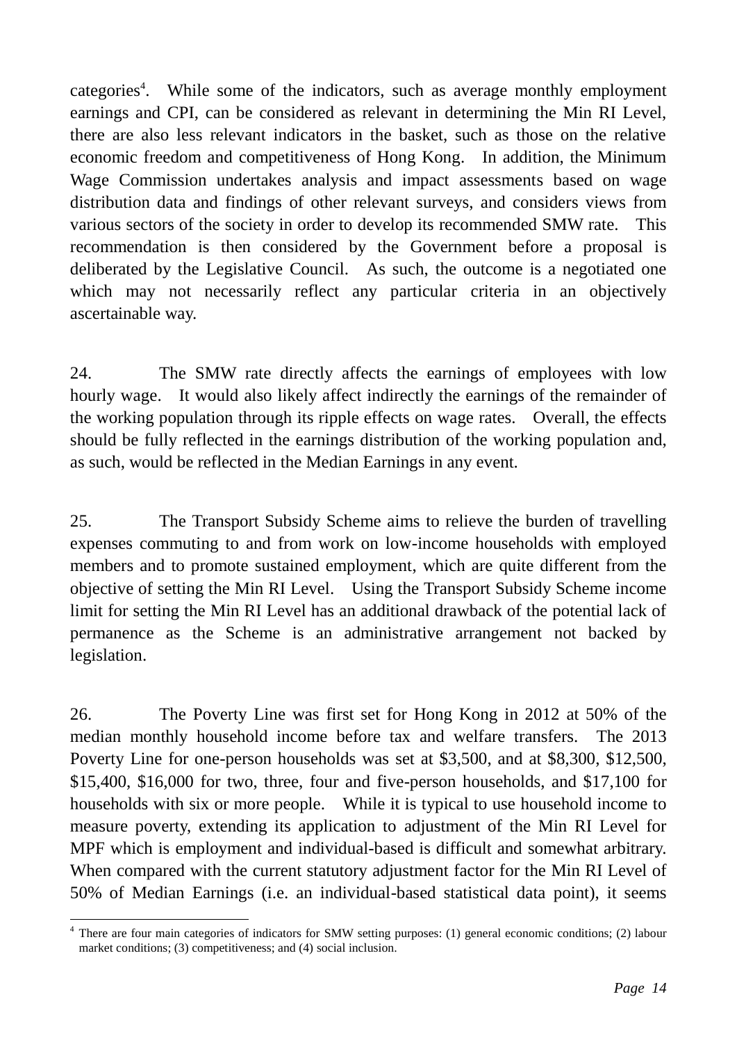categories[4]. While some of the indicators, such as average monthly employment earnings and CPI, can be considered as relevant in determining the Min RI Level, there are also less relevant indicators in the basket, such as those on the relative economic freedom and competitiveness of Hong Kong. In addition, the Minimum Wage Commission undertakes analysis and impact assessments based on wage distribution data and findings of other relevant surveys, and considers views from various sectors of the society in order to develop its recommended SMW rate. This recommendation is then considered by the Government before a proposal is deliberated by the Legislative Council. As such, the outcome is a negotiated one which may not necessarily reflect any particular criteria in an objectively ascertainable way.

24. The SMW rate directly affects the earnings of employees with low hourly wage. It would also likely affect indirectly the earnings of the remainder of the working population through its ripple effects on wage rates. Overall, the effects should be fully reflected in the earnings distribution of the working population and, as such, would be reflected in the Median Earnings in any event.

25. The Transport Subsidy Scheme aims to relieve the burden of travelling expenses commuting to and from work on low-income households with employed members and to promote sustained employment, which are quite different from the objective of setting the Min RI Level. Using the Transport Subsidy Scheme income limit for setting the Min RI Level has an additional drawback of the potential lack of permanence as the Scheme is an administrative arrangement not backed by legislation.

26. The Poverty Line was first set for Hong Kong in 2012 at 50% of the median monthly household income before tax and welfare transfers. The 2013 Poverty Line for one-person households was set at $3,500, and at $8,300, $12,500, $15,400, $16,000 for two, three, four and five-person households, and $17,100 for households with six or more people. While it is typical to use household income to measure poverty, extending its application to adjustment of the Min RI Level for MPF which is employment and individual-based is difficult and somewhat arbitrary. When compared with the current statutory adjustment factor for the Min RI Level of 50% of Median Earnings (i.e. an individual-based statistical data point), it seems

[4] There are four main categories of indicators for SMW setting purposes: (1) general economic conditions; (2) labour market conditions; (3) competitiveness; and (4) social inclusion.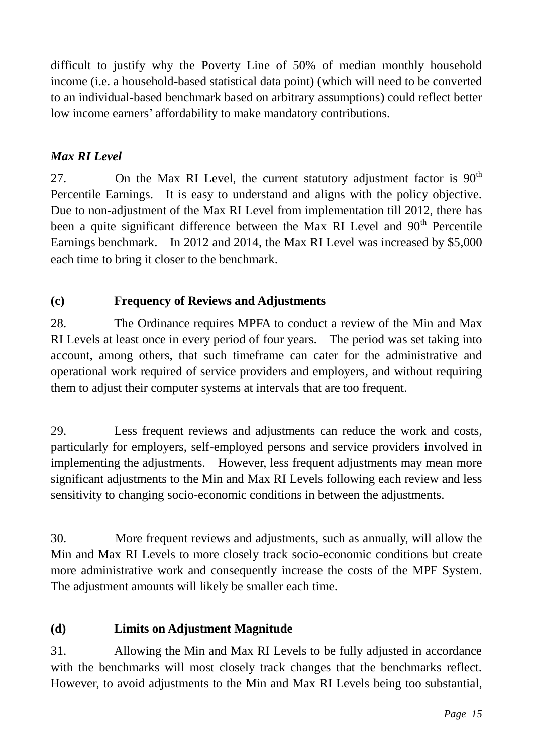difficult to justify why the Poverty Line of 50% of median monthly household income (i.e. a household-based statistical data point) (which will need to be converted to an individual-based benchmark based on arbitrary assumptions) could reflect better low income earners' affordability to make mandatory contributions.

*Max RI Level*

27. On the Max RI Level, the current statutory adjustment factor is 90th Percentile Earnings. It is easy to understand and aligns with the policy objective. Due to non-adjustment of the Max RI Level from implementation till 2012, there has been a quite significant difference between the Max RI Level and 90th Percentile Earnings benchmark. In 2012 and 2014, the Max RI Level was increased by $5,000 each time to bring it closer to the benchmark.

**(c) Frequency of Reviews and Adjustments**

28. The Ordinance requires MPFA to conduct a review of the Min and Max RI Levels at least once in every period of four years. The period was set taking into account, among others, that such timeframe can cater for the administrative and operational work required of service providers and employers, and without requiring them to adjust their computer systems at intervals that are too frequent.

29. Less frequent reviews and adjustments can reduce the work and costs, particularly for employers, self-employed persons and service providers involved in implementing the adjustments. However, less frequent adjustments may mean more significant adjustments to the Min and Max RI Levels following each review and less sensitivity to changing socio-economic conditions in between the adjustments.

30. More frequent reviews and adjustments, such as annually, will allow the Min and Max RI Levels to more closely track socio-economic conditions but create more administrative work and consequently increase the costs of the MPF System. The adjustment amounts will likely be smaller each time.

**(d) Limits on Adjustment Magnitude**

31. Allowing the Min and Max RI Levels to be fully adjusted in accordance with the benchmarks will most closely track changes that the benchmarks reflect. However, to avoid adjustments to the Min and Max RI Levels being too substantial,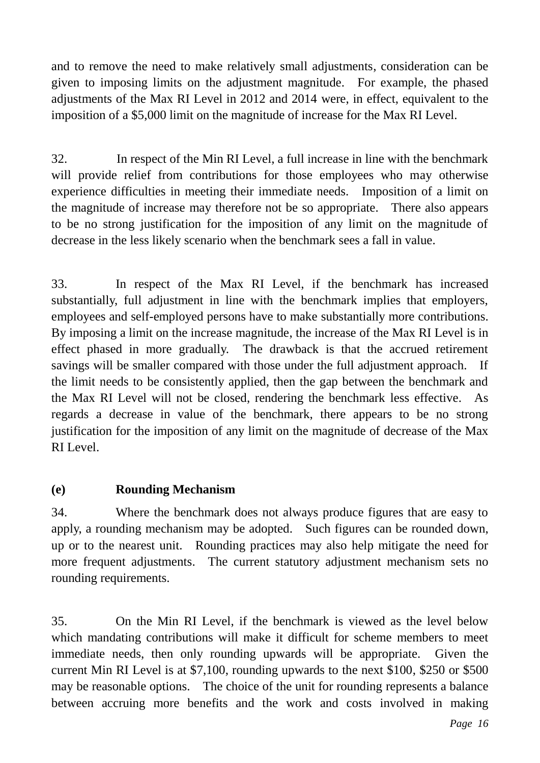and to remove the need to make relatively small adjustments, consideration can be given to imposing limits on the adjustment magnitude. For example, the phased adjustments of the Max RI Level in 2012 and 2014 were, in effect, equivalent to the imposition of a $5,000 limit on the magnitude of increase for the Max RI Level.

32. In respect of the Min RI Level, a full increase in line with the benchmark will provide relief from contributions for those employees who may otherwise experience difficulties in meeting their immediate needs. Imposition of a limit on the magnitude of increase may therefore not be so appropriate. There also appears to be no strong justification for the imposition of any limit on the magnitude of decrease in the less likely scenario when the benchmark sees a fall in value.

33. In respect of the Max RI Level, if the benchmark has increased substantially, full adjustment in line with the benchmark implies that employers, employees and self-employed persons have to make substantially more contributions. By imposing a limit on the increase magnitude, the increase of the Max RI Level is in effect phased in more gradually. The drawback is that the accrued retirement savings will be smaller compared with those under the full adjustment approach. If the limit needs to be consistently applied, then the gap between the benchmark and the Max RI Level will not be closed, rendering the benchmark less effective. As regards a decrease in value of the benchmark, there appears to be no strong justification for the imposition of any limit on the magnitude of decrease of the Max RI Level.

### (e) Rounding Mechanism

34. Where the benchmark does not always produce figures that are easy to apply, a rounding mechanism may be adopted. Such figures can be rounded down, up or to the nearest unit. Rounding practices may also help mitigate the need for more frequent adjustments. The current statutory adjustment mechanism sets no rounding requirements.

35. On the Min RI Level, if the benchmark is viewed as the level below which mandating contributions will make it difficult for scheme members to meet immediate needs, then only rounding upwards will be appropriate. Given the current Min RI Level is at $7,100, rounding upwards to the next $100, $250 or $500 may be reasonable options. The choice of the unit for rounding represents a balance between accruing more benefits and the work and costs involved in making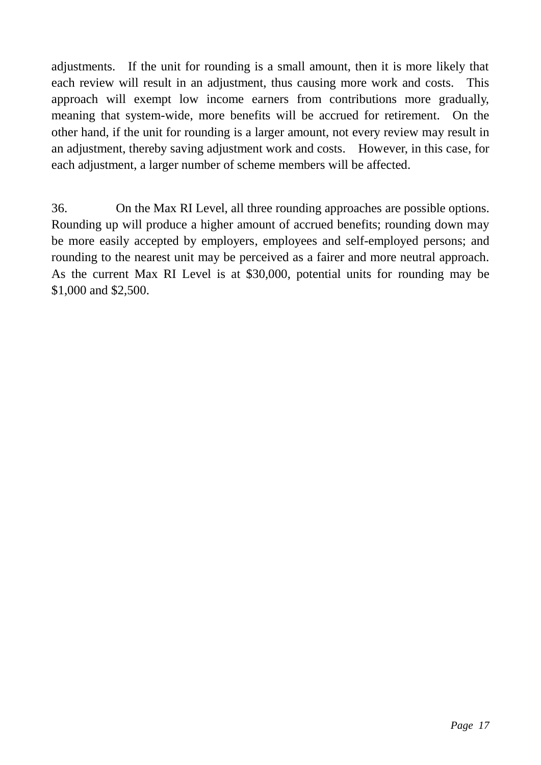adjustments. If the unit for rounding is a small amount, then it is more likely that each review will result in an adjustment, thus causing more work and costs. This approach will exempt low income earners from contributions more gradually, meaning that system-wide, more benefits will be accrued for retirement. On the other hand, if the unit for rounding is a larger amount, not every review may result in an adjustment, thereby saving adjustment work and costs. However, in this case, for each adjustment, a larger number of scheme members will be affected.

36. On the Max RI Level, all three rounding approaches are possible options. Rounding up will produce a higher amount of accrued benefits; rounding down may be more easily accepted by employers, employees and self-employed persons; and rounding to the nearest unit may be perceived as a fairer and more neutral approach. As the current Max RI Level is at $30,000, potential units for rounding may be $1,000 and $2,500.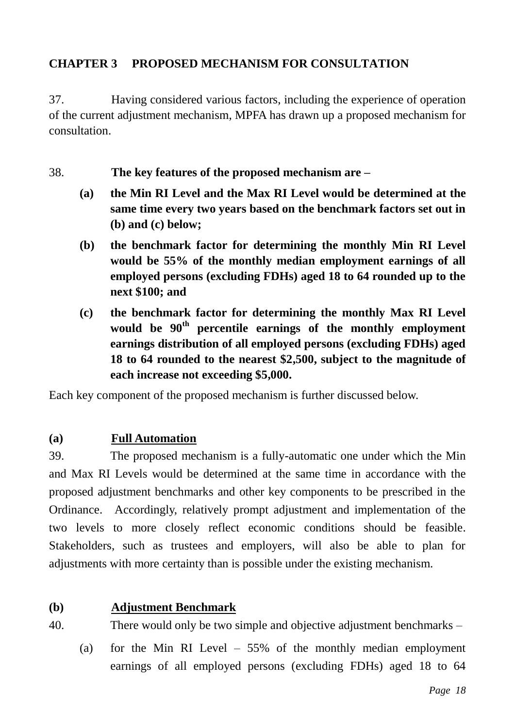## CHAPTER 3 PROPOSED MECHANISM FOR CONSULTATION

37. Having considered various factors, including the experience of operation of the current adjustment mechanism, MPFA has drawn up a proposed mechanism for consultation.

38. **The key features of the proposed mechanism are –**

- **(a) the Min RI Level and the Max RI Level would be determined at the same time every two years based on the benchmark factors set out in (b) and (c) below;**
- **(b) the benchmark factor for determining the monthly Min RI Level would be 55% of the monthly median employment earnings of all employed persons (excluding FDHs) aged 18 to 64 rounded up to the next $100; and**
- **(c) the benchmark factor for determining the monthly Max RI Level would be 90th percentile earnings of the monthly employment earnings distribution of all employed persons (excluding FDHs) aged 18 to 64 rounded to the nearest $2,500, subject to the magnitude of each increase not exceeding $5,000.**

Each key component of the proposed mechanism is further discussed below.

### (a) Full Automation

39. The proposed mechanism is a fully-automatic one under which the Min and Max RI Levels would be determined at the same time in accordance with the proposed adjustment benchmarks and other key components to be prescribed in the Ordinance. Accordingly, relatively prompt adjustment and implementation of the two levels to more closely reflect economic conditions should be feasible. Stakeholders, such as trustees and employers, will also be able to plan for adjustments with more certainty than is possible under the existing mechanism.

### (b) Adjustment Benchmark

40. There would only be two simple and objective adjustment benchmarks –

- (a) for the Min RI Level – 55% of the monthly median employment earnings of all employed persons (excluding FDHs) aged 18 to 64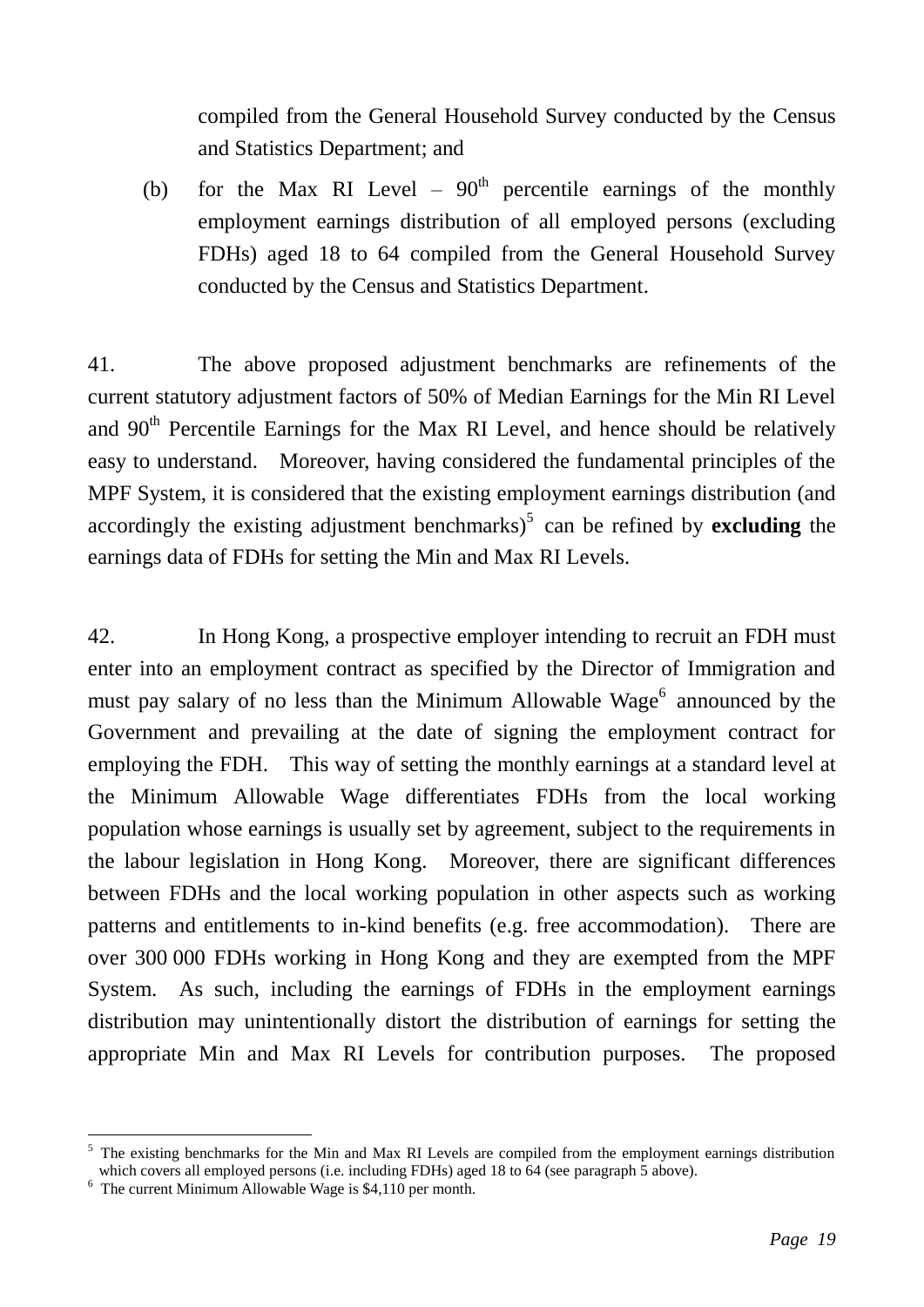compiled from the General Household Survey conducted by the Census and Statistics Department; and

(b) for the Max RI Level – $90^{th}$ percentile earnings of the monthly employment earnings distribution of all employed persons (excluding FDHs) aged 18 to 64 compiled from the General Household Survey conducted by the Census and Statistics Department.

41. The above proposed adjustment benchmarks are refinements of the current statutory adjustment factors of 50% of Median Earnings for the Min RI Level and $90^{th}$ Percentile Earnings for the Max RI Level, and hence should be relatively easy to understand. Moreover, having considered the fundamental principles of the MPF System, it is considered that the existing employment earnings distribution (and accordingly the existing adjustment benchmarks)[5] can be refined by **excluding** the earnings data of FDHs for setting the Min and Max RI Levels.

42. In Hong Kong, a prospective employer intending to recruit an FDH must enter into an employment contract as specified by the Director of Immigration and must pay salary of no less than the Minimum Allowable Wage[6] announced by the Government and prevailing at the date of signing the employment contract for employing the FDH. This way of setting the monthly earnings at a standard level at the Minimum Allowable Wage differentiates FDHs from the local working population whose earnings is usually set by agreement, subject to the requirements in the labour legislation in Hong Kong. Moreover, there are significant differences between FDHs and the local working population in other aspects such as working patterns and entitlements to in-kind benefits (e.g. free accommodation). There are over 300 000 FDHs working in Hong Kong and they are exempted from the MPF System. As such, including the earnings of FDHs in the employment earnings distribution may unintentionally distort the distribution of earnings for setting the appropriate Min and Max RI Levels for contribution purposes. The proposed

---

[5] The existing benchmarks for the Min and Max RI Levels are compiled from the employment earnings distribution which covers all employed persons (i.e. including FDHs) aged 18 to 64 (see paragraph 5 above).

[6] The current Minimum Allowable Wage is $4,110 per month.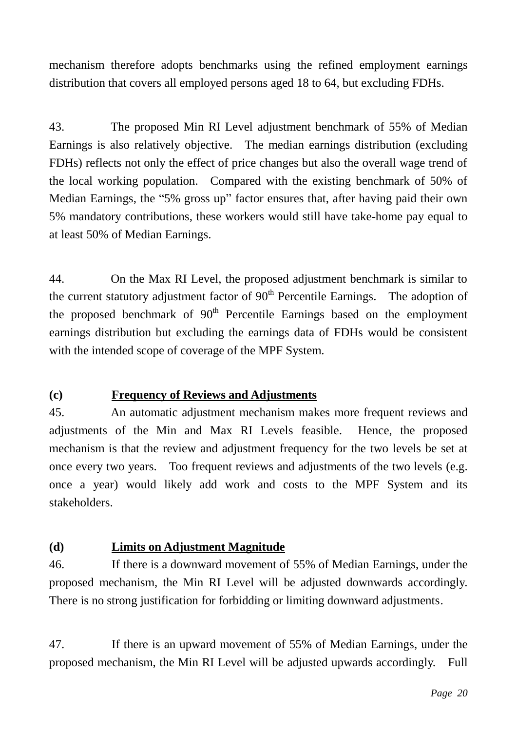mechanism therefore adopts benchmarks using the refined employment earnings distribution that covers all employed persons aged 18 to 64, but excluding FDHs.

43. The proposed Min RI Level adjustment benchmark of 55% of Median Earnings is also relatively objective. The median earnings distribution (excluding FDHs) reflects not only the effect of price changes but also the overall wage trend of the local working population. Compared with the existing benchmark of 50% of Median Earnings, the "5% gross up" factor ensures that, after having paid their own 5% mandatory contributions, these workers would still have take-home pay equal to at least 50% of Median Earnings.

44. On the Max RI Level, the proposed adjustment benchmark is similar to the current statutory adjustment factor of 90th Percentile Earnings. The adoption of the proposed benchmark of 90th Percentile Earnings based on the employment earnings distribution but excluding the earnings data of FDHs would be consistent with the intended scope of coverage of the MPF System.

**(c) <u>Frequency of Reviews and Adjustments</u>**

45. An automatic adjustment mechanism makes more frequent reviews and adjustments of the Min and Max RI Levels feasible. Hence, the proposed mechanism is that the review and adjustment frequency for the two levels be set at once every two years. Too frequent reviews and adjustments of the two levels (e.g. once a year) would likely add work and costs to the MPF System and its stakeholders.

**(d) <u>Limits on Adjustment Magnitude</u>**

46. If there is a downward movement of 55% of Median Earnings, under the proposed mechanism, the Min RI Level will be adjusted downwards accordingly. There is no strong justification for forbidding or limiting downward adjustments.

47. If there is an upward movement of 55% of Median Earnings, under the proposed mechanism, the Min RI Level will be adjusted upwards accordingly. Full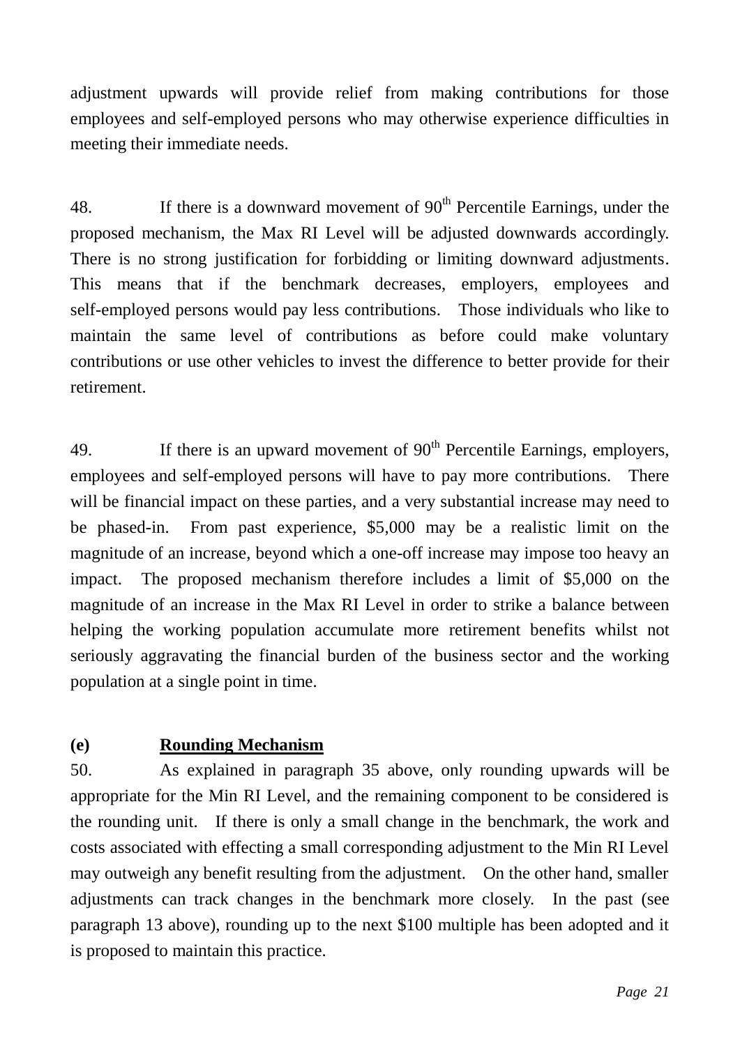adjustment upwards will provide relief from making contributions for those employees and self-employed persons who may otherwise experience difficulties in meeting their immediate needs.

48. If there is a downward movement of 90th Percentile Earnings, under the proposed mechanism, the Max RI Level will be adjusted downwards accordingly. There is no strong justification for forbidding or limiting downward adjustments. This means that if the benchmark decreases, employers, employees and self-employed persons would pay less contributions. Those individuals who like to maintain the same level of contributions as before could make voluntary contributions or use other vehicles to invest the difference to better provide for their retirement.

49. If there is an upward movement of 90th Percentile Earnings, employers, employees and self-employed persons will have to pay more contributions. There will be financial impact on these parties, and a very substantial increase may need to be phased-in. From past experience, $5,000 may be a realistic limit on the magnitude of an increase, beyond which a one-off increase may impose too heavy an impact. The proposed mechanism therefore includes a limit of $5,000 on the magnitude of an increase in the Max RI Level in order to strike a balance between helping the working population accumulate more retirement benefits whilst not seriously aggravating the financial burden of the business sector and the working population at a single point in time.

**(e) <u>Rounding Mechanism</u>**

50. As explained in paragraph 35 above, only rounding upwards will be appropriate for the Min RI Level, and the remaining component to be considered is the rounding unit. If there is only a small change in the benchmark, the work and costs associated with effecting a small corresponding adjustment to the Min RI Level may outweigh any benefit resulting from the adjustment. On the other hand, smaller adjustments can track changes in the benchmark more closely. In the past (see paragraph 13 above), rounding up to the next $100 multiple has been adopted and it is proposed to maintain this practice.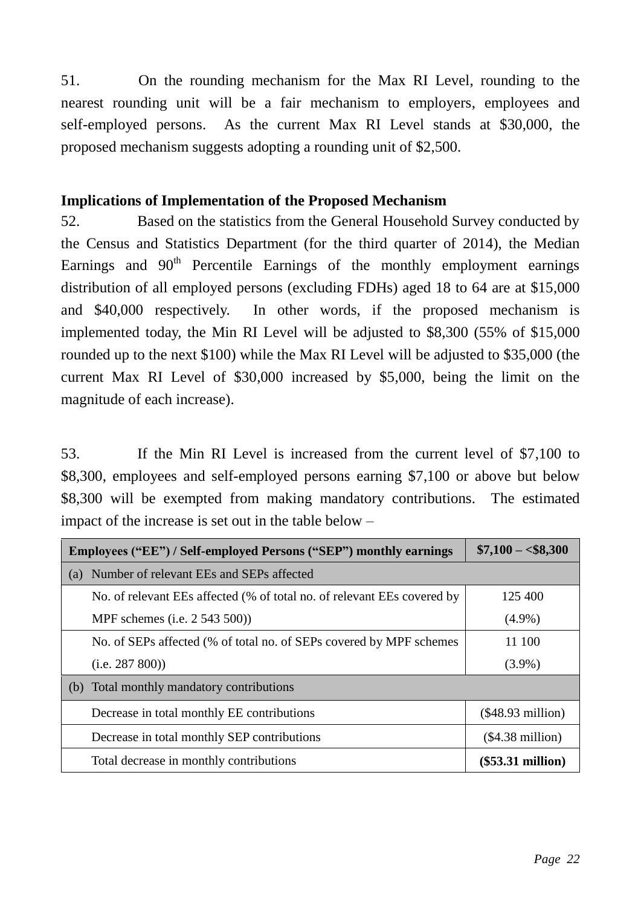51. On the rounding mechanism for the Max RI Level, rounding to the nearest rounding unit will be a fair mechanism to employers, employees and self-employed persons. As the current Max RI Level stands at $30,000, the proposed mechanism suggests adopting a rounding unit of $2,500.

**Implications of Implementation of the Proposed Mechanism**

52. Based on the statistics from the General Household Survey conducted by the Census and Statistics Department (for the third quarter of 2014), the Median Earnings and 90th Percentile Earnings of the monthly employment earnings distribution of all employed persons (excluding FDHs) aged 18 to 64 are at $15,000 and $40,000 respectively. In other words, if the proposed mechanism is implemented today, the Min RI Level will be adjusted to $8,300 (55% of $15,000 rounded up to the next $100) while the Max RI Level will be adjusted to $35,000 (the current Max RI Level of $30,000 increased by $5,000, being the limit on the magnitude of each increase).

53. If the Min RI Level is increased from the current level of $7,100 to $8,300, employees and self-employed persons earning $7,100 or above but below $8,300 will be exempted from making mandatory contributions. The estimated impact of the increase is set out in the table below –

| **Employees (“EE”) / Self-employed Persons (“SEP”) monthly earnings** | **$7,100 – <$8,300** |
|---|---|
| (a) Number of relevant EEs and SEPs affected | |
| No. of relevant EEs affected (% of total no. of relevant EEs covered by MPF schemes (i.e. 2 543 500)) | 125 400 (4.9%) |
| No. of SEPs affected (% of total no. of SEPs covered by MPF schemes (i.e. 287 800)) | 11 100 (3.9%) |
| (b) Total monthly mandatory contributions | |
| Decrease in total monthly EE contributions | ($48.93 million) |
| Decrease in total monthly SEP contributions | ($4.38 million) |
| Total decrease in monthly contributions | **($53.31 million)** |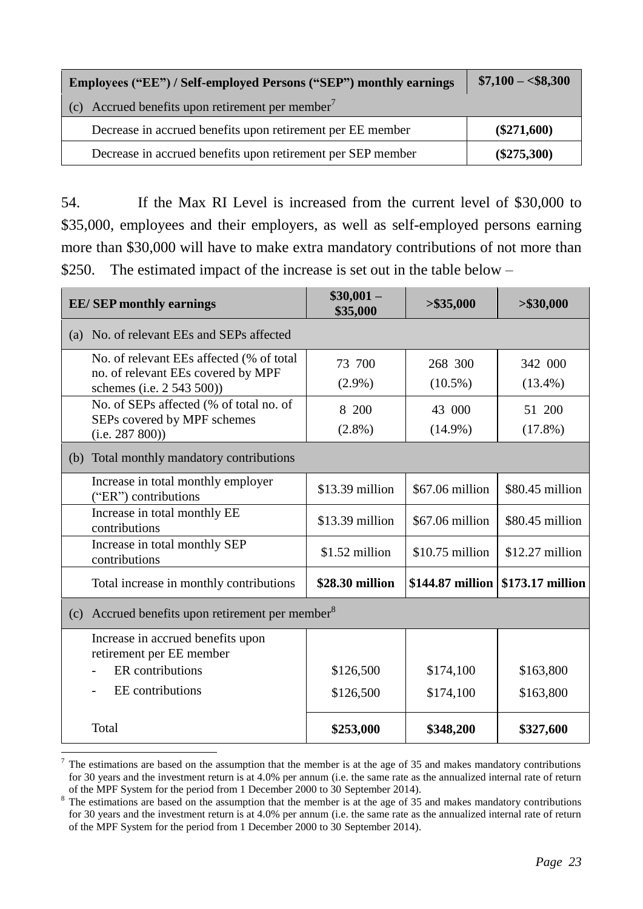| Employees ("EE") / Self-employed Persons ("SEP") monthly earnings | $7,100 – <$8,300 |
|---|---|
| (c) Accrued benefits upon retirement per member[7] | |
| Decrease in accrued benefits upon retirement per EE member | **($271,600)** |
| Decrease in accrued benefits upon retirement per SEP member | **($275,300)** |

54. If the Max RI Level is increased from the current level of $30,000 to $35,000, employees and their employers, as well as self-employed persons earning more than $30,000 will have to make extra mandatory contributions of not more than $250. The estimated impact of the increase is set out in the table below –

| EE/ SEP monthly earnings | $30,001 – $35,000 | >$35,000 | >$30,000 |
|---|---|---|---|
| (a) No. of relevant EEs and SEPs affected | | | |
| No. of relevant EEs affected (% of total no. of relevant EEs covered by MPF schemes (i.e. 2 543 500)) | 73 700 (2.9%) | 268 300 (10.5%) | 342 000 (13.4%) |
| No. of SEPs affected (% of total no. of SEPs covered by MPF schemes (i.e. 287 800)) | 8 200 (2.8%) | 43 000 (14.9%) | 51 200 (17.8%) |
| (b) Total monthly mandatory contributions | | | |
| Increase in total monthly employer ("ER") contributions | $13.39 million | $67.06 million | $80.45 million |
| Increase in total monthly EE contributions | $13.39 million | $67.06 million | $80.45 million |
| Increase in total monthly SEP contributions | $1.52 million | $10.75 million | $12.27 million |
| Total increase in monthly contributions | **$28.30 million** | **$144.87 million** | **$173.17 million** |
| (c) Accrued benefits upon retirement per member[8] | | | |
| Increase in accrued benefits upon retirement per EE member | | | |
| - ER contributions | $126,500 | $174,100 | $163,800 |
| - EE contributions | $126,500 | $174,100 | $163,800 |
| Total | **$253,000** | **$348,200** | **$327,600** |

[7] The estimations are based on the assumption that the member is at the age of 35 and makes mandatory contributions for 30 years and the investment return is at 4.0% per annum (i.e. the same rate as the annualized internal rate of return of the MPF System for the period from 1 December 2000 to 30 September 2014).

[8] The estimations are based on the assumption that the member is at the age of 35 and makes mandatory contributions for 30 years and the investment return is at 4.0% per annum (i.e. the same rate as the annualized internal rate of return of the MPF System for the period from 1 December 2000 to 30 September 2014).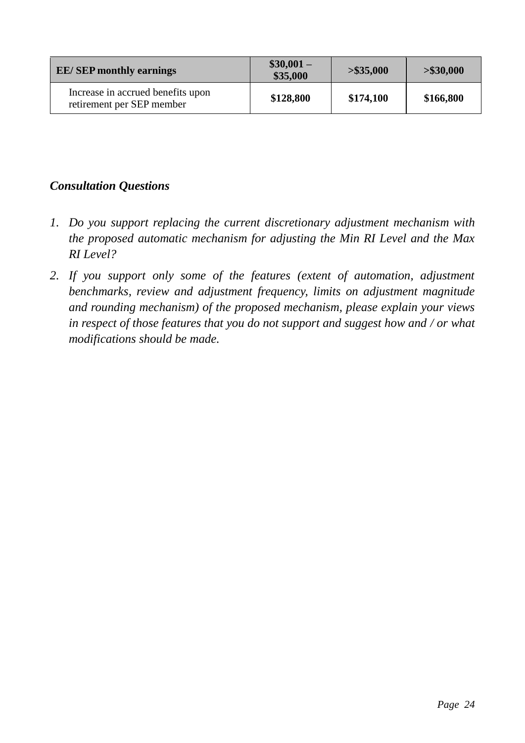| **EE/ SEP monthly earnings** | **$30,001 – $35,000** | **>$35,000** | **>$30,000** |
|---|---|---|---|
| Increase in accrued benefits upon retirement per SEP member | **$128,800** | **$174,100** | **$166,800** |

***Consultation Questions***

1. *Do you support replacing the current discretionary adjustment mechanism with the proposed automatic mechanism for adjusting the Min RI Level and the Max RI Level?*
2. *If you support only some of the features (extent of automation, adjustment benchmarks, review and adjustment frequency, limits on adjustment magnitude and rounding mechanism) of the proposed mechanism, please explain your views in respect of those features that you do not support and suggest how and / or what modifications should be made.*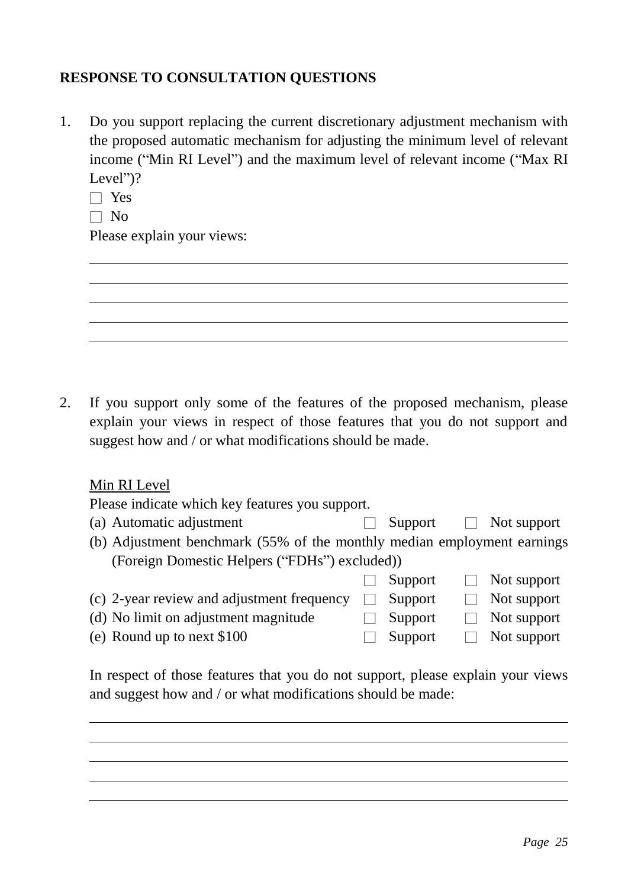**RESPONSE TO CONSULTATION QUESTIONS**

1. Do you support replacing the current discretionary adjustment mechanism with the proposed automatic mechanism for adjusting the minimum level of relevant income ("Min RI Level") and the maximum level of relevant income ("Max RI Level")?

   ☐ Yes

   ☐ No

   Please explain your views:

   \_\_\_\_\_\_\_\_\_\_\_\_\_\_\_\_\_\_\_\_\_\_\_\_\_\_\_\_\_\_\_\_\_\_\_\_\_\_\_\_\_\_\_\_\_\_\_\_

   \_\_\_\_\_\_\_\_\_\_\_\_\_\_\_\_\_\_\_\_\_\_\_\_\_\_\_\_\_\_\_\_\_\_\_\_\_\_\_\_\_\_\_\_\_\_\_\_

   \_\_\_\_\_\_\_\_\_\_\_\_\_\_\_\_\_\_\_\_\_\_\_\_\_\_\_\_\_\_\_\_\_\_\_\_\_\_\_\_\_\_\_\_\_\_\_\_

   \_\_\_\_\_\_\_\_\_\_\_\_\_\_\_\_\_\_\_\_\_\_\_\_\_\_\_\_\_\_\_\_\_\_\_\_\_\_\_\_\_\_\_\_\_\_\_\_

   \_\_\_\_\_\_\_\_\_\_\_\_\_\_\_\_\_\_\_\_\_\_\_\_\_\_\_\_\_\_\_\_\_\_\_\_\_\_\_\_\_\_\_\_\_\_\_\_

2. If you support only some of the features of the proposed mechanism, please explain your views in respect of those features that you do not support and suggest how and / or what modifications should be made.

   <u>Min RI Level</u>

   Please indicate which key features you support.

   (a) Automatic adjustment ☐ Support ☐ Not support

   (b) Adjustment benchmark (55% of the monthly median employment earnings (Foreign Domestic Helpers ("FDHs") excluded)) ☐ Support ☐ Not support

   (c) 2-year review and adjustment frequency ☐ Support ☐ Not support

   (d) No limit on adjustment magnitude ☐ Support ☐ Not support

   (e) Round up to next $100 ☐ Support ☐ Not support

   In respect of those features that you do not support, please explain your views and suggest how and / or what modifications should be made:

   \_\_\_\_\_\_\_\_\_\_\_\_\_\_\_\_\_\_\_\_\_\_\_\_\_\_\_\_\_\_\_\_\_\_\_\_\_\_\_\_\_\_\_\_\_\_\_\_

   \_\_\_\_\_\_\_\_\_\_\_\_\_\_\_\_\_\_\_\_\_\_\_\_\_\_\_\_\_\_\_\_\_\_\_\_\_\_\_\_\_\_\_\_\_\_\_\_

   \_\_\_\_\_\_\_\_\_\_\_\_\_\_\_\_\_\_\_\_\_\_\_\_\_\_\_\_\_\_\_\_\_\_\_\_\_\_\_\_\_\_\_\_\_\_\_\_

   \_\_\_\_\_\_\_\_\_\_\_\_\_\_\_\_\_\_\_\_\_\_\_\_\_\_\_\_\_\_\_\_\_\_\_\_\_\_\_\_\_\_\_\_\_\_\_\_

   \_\_\_\_\_\_\_\_\_\_\_\_\_\_\_\_\_\_\_\_\_\_\_\_\_\_\_\_\_\_\_\_\_\_\_\_\_\_\_\_\_\_\_\_\_\_\_\_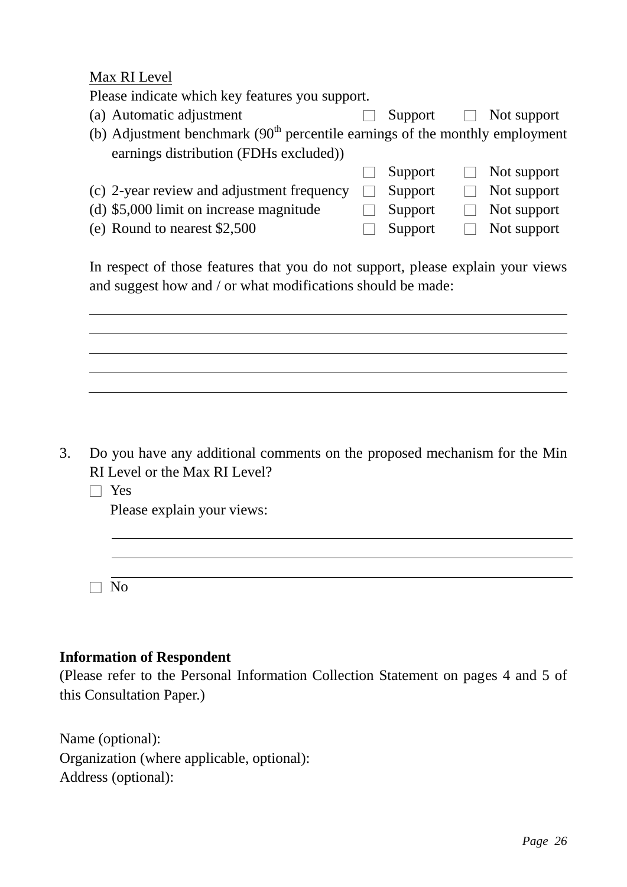Max RI Level

Please indicate which key features you support.

(a) Automatic adjustment ☐ Support ☐ Not support

(b) Adjustment benchmark (90$^{th}$ percentile earnings of the monthly employment earnings distribution (FDHs excluded))

☐ Support ☐ Not support

(c) 2-year review and adjustment frequency ☐ Support ☐ Not support

(d) $5,000 limit on increase magnitude ☐ Support ☐ Not support

(e) Round to nearest $2,500 ☐ Support ☐ Not support

In respect of those features that you do not support, please explain your views and suggest how and / or what modifications should be made:

\_\_\_\_\_\_\_\_\_\_\_\_\_\_\_\_\_\_\_\_\_\_\_\_\_\_\_\_\_\_\_\_\_\_\_\_\_\_\_\_\_\_\_\_\_\_\_\_\_\_\_\_\_\_\_\_\_\_\_\_

\_\_\_\_\_\_\_\_\_\_\_\_\_\_\_\_\_\_\_\_\_\_\_\_\_\_\_\_\_\_\_\_\_\_\_\_\_\_\_\_\_\_\_\_\_\_\_\_\_\_\_\_\_\_\_\_\_\_\_\_

\_\_\_\_\_\_\_\_\_\_\_\_\_\_\_\_\_\_\_\_\_\_\_\_\_\_\_\_\_\_\_\_\_\_\_\_\_\_\_\_\_\_\_\_\_\_\_\_\_\_\_\_\_\_\_\_\_\_\_\_

\_\_\_\_\_\_\_\_\_\_\_\_\_\_\_\_\_\_\_\_\_\_\_\_\_\_\_\_\_\_\_\_\_\_\_\_\_\_\_\_\_\_\_\_\_\_\_\_\_\_\_\_\_\_\_\_\_\_\_\_

\_\_\_\_\_\_\_\_\_\_\_\_\_\_\_\_\_\_\_\_\_\_\_\_\_\_\_\_\_\_\_\_\_\_\_\_\_\_\_\_\_\_\_\_\_\_\_\_\_\_\_\_\_\_\_\_\_\_\_\_

3. Do you have any additional comments on the proposed mechanism for the Min RI Level or the Max RI Level?

☐ Yes

Please explain your views:

\_\_\_\_\_\_\_\_\_\_\_\_\_\_\_\_\_\_\_\_\_\_\_\_\_\_\_\_\_\_\_\_\_\_\_\_\_\_\_\_\_\_\_\_\_\_\_\_\_\_\_\_\_\_\_\_\_\_\_\_

\_\_\_\_\_\_\_\_\_\_\_\_\_\_\_\_\_\_\_\_\_\_\_\_\_\_\_\_\_\_\_\_\_\_\_\_\_\_\_\_\_\_\_\_\_\_\_\_\_\_\_\_\_\_\_\_\_\_\_\_

\_\_\_\_\_\_\_\_\_\_\_\_\_\_\_\_\_\_\_\_\_\_\_\_\_\_\_\_\_\_\_\_\_\_\_\_\_\_\_\_\_\_\_\_\_\_\_\_\_\_\_\_\_\_\_\_\_\_\_\_

☐ No

**Information of Respondent**

(Please refer to the Personal Information Collection Statement on pages 4 and 5 of this Consultation Paper.)

Name (optional):

Organization (where applicable, optional):

Address (optional):